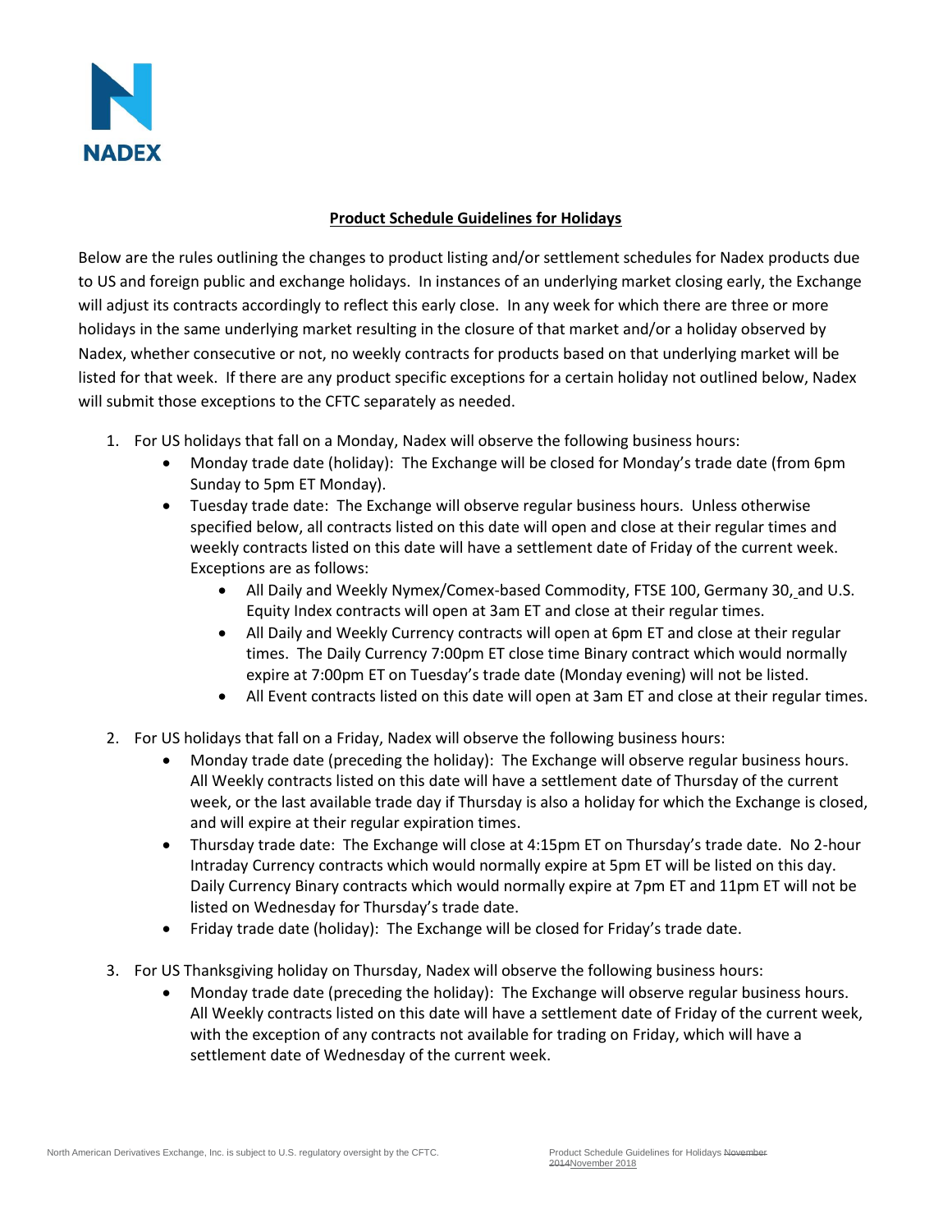NADEX

## Product Schedule Guidelines for Holidays

Below are the rules outlining the changes to product listing and/or settlement schedules for Nadex products due to US and foreign public and exchange holidays. In instances of an underlying market closing early, the Exchange will adjust its contracts accordingly to reflect this early close. In any week for which there are three or more holidays in the same underlying market resulting in the closure of that market and/or a holiday observed by Nadex, whether consecutive or not, no weekly contracts for products based on that underlying market will be listed for that week. If there are any product specific exceptions for a certain holiday not outlined below, Nadex will submit those exceptions to the CFTC separately as needed.

1. For US holidays that fall on a Monday, Nadex will observe the following business hours:
   - Monday trade date (holiday): The Exchange will be closed for Monday's trade date (from 6pm Sunday to 5pm ET Monday).
   - Tuesday trade date: The Exchange will observe regular business hours. Unless otherwise specified below, all contracts listed on this date will open and close at their regular times and weekly contracts listed on this date will have a settlement date of Friday of the current week. Exceptions are as follows:
     - All Daily and Weekly Nymex/Comex-based Commodity, FTSE 100, Germany 30, and U.S. Equity Index contracts will open at 3am ET and close at their regular times.
     - All Daily and Weekly Currency contracts will open at 6pm ET and close at their regular times. The Daily Currency 7:00pm ET close time Binary contract which would normally expire at 7:00pm ET on Tuesday's trade date (Monday evening) will not be listed.
     - All Event contracts listed on this date will open at 3am ET and close at their regular times.

2. For US holidays that fall on a Friday, Nadex will observe the following business hours:
   - Monday trade date (preceding the holiday): The Exchange will observe regular business hours. All Weekly contracts listed on this date will have a settlement date of Thursday of the current week, or the last available trade day if Thursday is also a holiday for which the Exchange is closed, and will expire at their regular expiration times.
   - Thursday trade date: The Exchange will close at 4:15pm ET on Thursday's trade date. No 2-hour Intraday Currency contracts which would normally expire at 5pm ET will be listed on this day. Daily Currency Binary contracts which would normally expire at 7pm ET and 11pm ET will not be listed on Wednesday for Thursday's trade date.
   - Friday trade date (holiday): The Exchange will be closed for Friday's trade date.

3. For US Thanksgiving holiday on Thursday, Nadex will observe the following business hours:
   - Monday trade date (preceding the holiday): The Exchange will observe regular business hours. All Weekly contracts listed on this date will have a settlement date of Friday of the current week, with the exception of any contracts not available for trading on Friday, which will have a settlement date of Wednesday of the current week.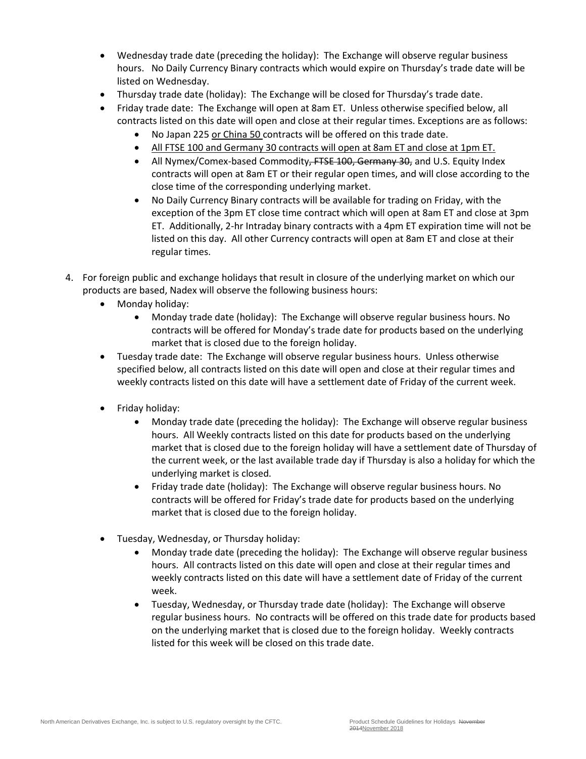- Wednesday trade date (preceding the holiday): The Exchange will observe regular business hours. No Daily Currency Binary contracts which would expire on Thursday's trade date will be listed on Wednesday.
- Thursday trade date (holiday): The Exchange will be closed for Thursday's trade date.
- Friday trade date: The Exchange will open at 8am ET. Unless otherwise specified below, all contracts listed on this date will open and close at their regular times. Exceptions are as follows:
  - No Japan 225 <u>or China 50</u> contracts will be offered on this trade date.
  - <u>All FTSE 100 and Germany 30 contracts will open at 8am ET and close at 1pm ET.</u>
  - All Nymex/Comex-based Commodity~~, FTSE 100, Germany 30,~~ and U.S. Equity Index contracts will open at 8am ET or their regular open times, and will close according to the close time of the corresponding underlying market.
  - No Daily Currency Binary contracts will be available for trading on Friday, with the exception of the 3pm ET close time contract which will open at 8am ET and close at 3pm ET. Additionally, 2-hr Intraday binary contracts with a 4pm ET expiration time will not be listed on this day. All other Currency contracts will open at 8am ET and close at their regular times.

4. For foreign public and exchange holidays that result in closure of the underlying market on which our products are based, Nadex will observe the following business hours:
   - Monday holiday:
     - Monday trade date (holiday): The Exchange will observe regular business hours. No contracts will be offered for Monday's trade date for products based on the underlying market that is closed due to the foreign holiday.
   - Tuesday trade date: The Exchange will observe regular business hours. Unless otherwise specified below, all contracts listed on this date will open and close at their regular times and weekly contracts listed on this date will have a settlement date of Friday of the current week.
   - Friday holiday:
     - Monday trade date (preceding the holiday): The Exchange will observe regular business hours. All Weekly contracts listed on this date for products based on the underlying market that is closed due to the foreign holiday will have a settlement date of Thursday of the current week, or the last available trade day if Thursday is also a holiday for which the underlying market is closed.
     - Friday trade date (holiday): The Exchange will observe regular business hours. No contracts will be offered for Friday's trade date for products based on the underlying market that is closed due to the foreign holiday.
   - Tuesday, Wednesday, or Thursday holiday:
     - Monday trade date (preceding the holiday): The Exchange will observe regular business hours. All contracts listed on this date will open and close at their regular times and weekly contracts listed on this date will have a settlement date of Friday of the current week.
     - Tuesday, Wednesday, or Thursday trade date (holiday): The Exchange will observe regular business hours. No contracts will be offered on this trade date for products based on the underlying market that is closed due to the foreign holiday. Weekly contracts listed for this week will be closed on this trade date.